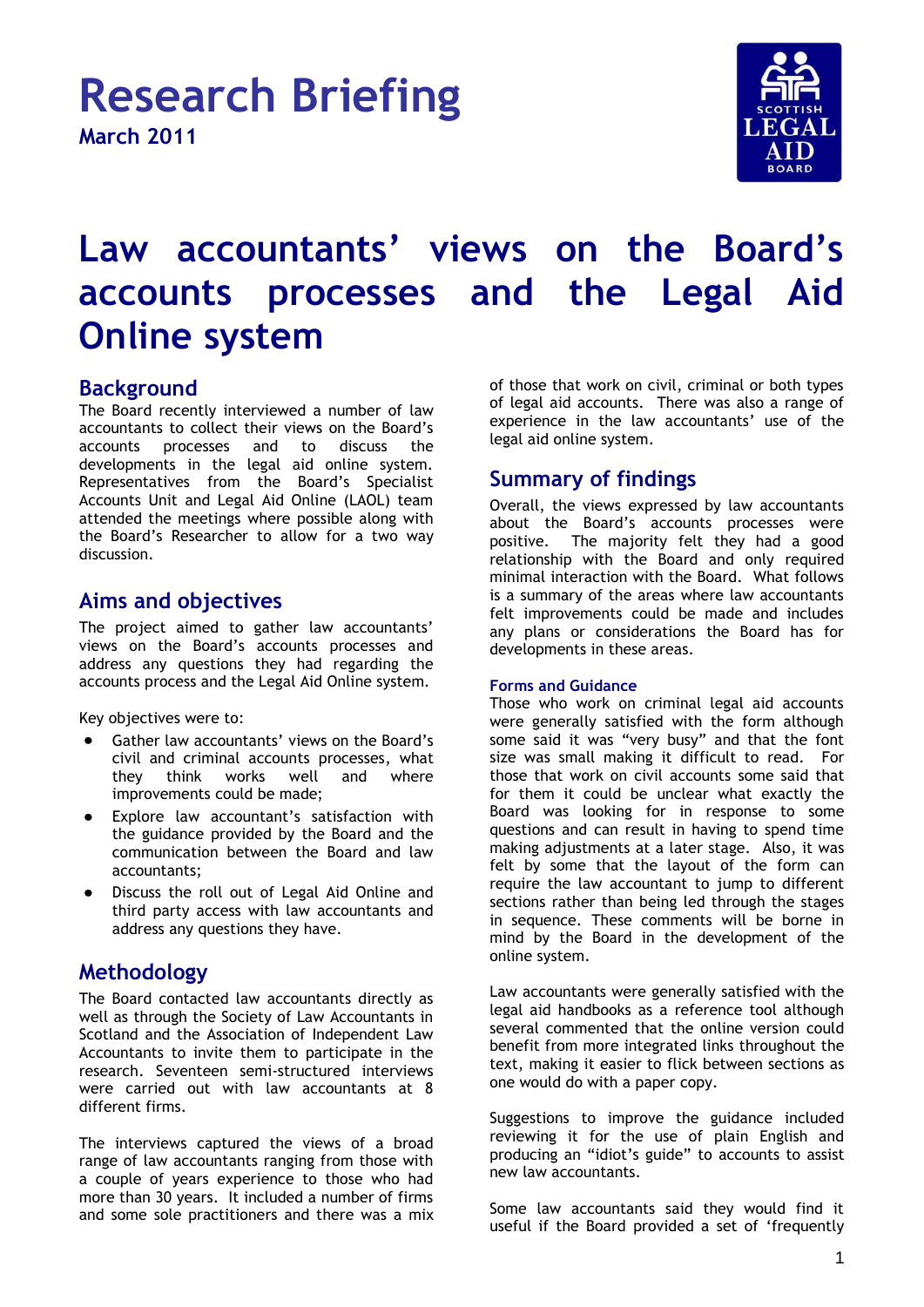# Research Briefing

**March 2011**

SCOTTISH LEGAL AID BOARD

# Law accountants' views on the Board's accounts processes and the Legal Aid Online system

## Background

The Board recently interviewed a number of law accountants to collect their views on the Board's accounts processes and to discuss the developments in the legal aid online system. Representatives from the Board's Specialist Accounts Unit and Legal Aid Online (LAOL) team attended the meetings where possible along with the Board's Researcher to allow for a two way discussion.

## Aims and objectives

The project aimed to gather law accountants' views on the Board's accounts processes and address any questions they had regarding the accounts process and the Legal Aid Online system.

Key objectives were to:

- Gather law accountants' views on the Board's civil and criminal accounts processes, what they think works well and where improvements could be made;
- Explore law accountant's satisfaction with the guidance provided by the Board and the communication between the Board and law accountants;
- Discuss the roll out of Legal Aid Online and third party access with law accountants and address any questions they have.

## Methodology

The Board contacted law accountants directly as well as through the Society of Law Accountants in Scotland and the Association of Independent Law Accountants to invite them to participate in the research. Seventeen semi-structured interviews were carried out with law accountants at 8 different firms.

The interviews captured the views of a broad range of law accountants ranging from those with a couple of years experience to those who had more than 30 years. It included a number of firms and some sole practitioners and there was a mix of those that work on civil, criminal or both types of legal aid accounts. There was also a range of experience in the law accountants' use of the legal aid online system.

## Summary of findings

Overall, the views expressed by law accountants about the Board's accounts processes were positive. The majority felt they had a good relationship with the Board and only required minimal interaction with the Board. What follows is a summary of the areas where law accountants felt improvements could be made and includes any plans or considerations the Board has for developments in these areas.

### Forms and Guidance

Those who work on criminal legal aid accounts were generally satisfied with the form although some said it was "very busy" and that the font size was small making it difficult to read. For those that work on civil accounts some said that for them it could be unclear what exactly the Board was looking for in response to some questions and can result in having to spend time making adjustments at a later stage. Also, it was felt by some that the layout of the form can require the law accountant to jump to different sections rather than being led through the stages in sequence. These comments will be borne in mind by the Board in the development of the online system.

Law accountants were generally satisfied with the legal aid handbooks as a reference tool although several commented that the online version could benefit from more integrated links throughout the text, making it easier to flick between sections as one would do with a paper copy.

Suggestions to improve the guidance included reviewing it for the use of plain English and producing an "idiot's guide" to accounts to assist new law accountants.

Some law accountants said they would find it useful if the Board provided a set of 'frequently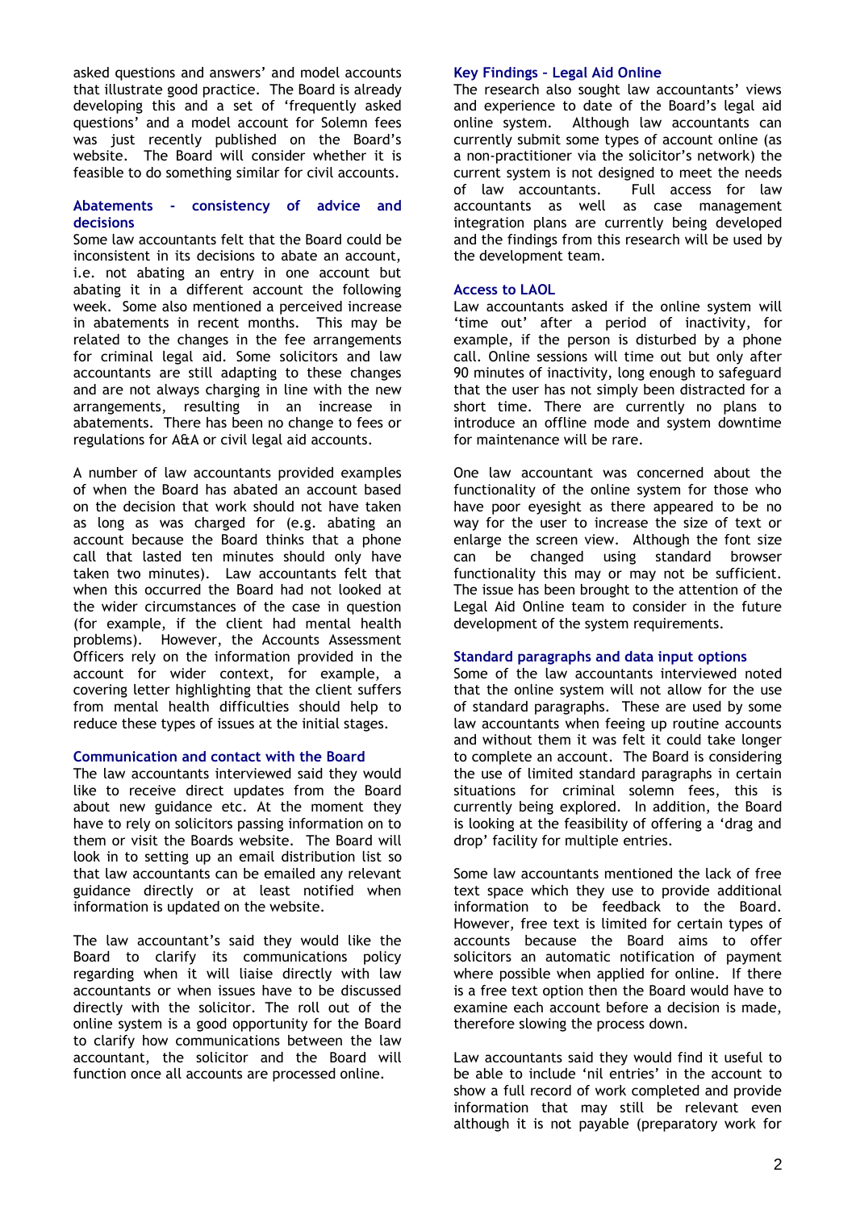asked questions and answers' and model accounts that illustrate good practice. The Board is already developing this and a set of 'frequently asked questions' and a model account for Solemn fees was just recently published on the Board's website. The Board will consider whether it is feasible to do something similar for civil accounts.

### Abatements - consistency of advice and decisions

Some law accountants felt that the Board could be inconsistent in its decisions to abate an account, i.e. not abating an entry in one account but abating it in a different account the following week. Some also mentioned a perceived increase in abatements in recent months. This may be related to the changes in the fee arrangements for criminal legal aid. Some solicitors and law accountants are still adapting to these changes and are not always charging in line with the new arrangements, resulting in an increase in abatements. There has been no change to fees or regulations for A&A or civil legal aid accounts.

A number of law accountants provided examples of when the Board has abated an account based on the decision that work should not have taken as long as was charged for (e.g. abating an account because the Board thinks that a phone call that lasted ten minutes should only have taken two minutes). Law accountants felt that when this occurred the Board had not looked at the wider circumstances of the case in question (for example, if the client had mental health problems). However, the Accounts Assessment Officers rely on the information provided in the account for wider context, for example, a covering letter highlighting that the client suffers from mental health difficulties should help to reduce these types of issues at the initial stages.

### Communication and contact with the Board

The law accountants interviewed said they would like to receive direct updates from the Board about new guidance etc. At the moment they have to rely on solicitors passing information on to them or visit the Boards website. The Board will look in to setting up an email distribution list so that law accountants can be emailed any relevant guidance directly or at least notified when information is updated on the website.

The law accountant's said they would like the Board to clarify its communications policy regarding when it will liaise directly with law accountants or when issues have to be discussed directly with the solicitor. The roll out of the online system is a good opportunity for the Board to clarify how communications between the law accountant, the solicitor and the Board will function once all accounts are processed online.

### Key Findings – Legal Aid Online

The research also sought law accountants' views and experience to date of the Board's legal aid online system. Although law accountants can currently submit some types of account online (as a non-practitioner via the solicitor's network) the current system is not designed to meet the needs of law accountants. Full access for law accountants as well as case management integration plans are currently being developed and the findings from this research will be used by the development team.

### Access to LAOL

Law accountants asked if the online system will 'time out' after a period of inactivity, for example, if the person is disturbed by a phone call. Online sessions will time out but only after 90 minutes of inactivity, long enough to safeguard that the user has not simply been distracted for a short time. There are currently no plans to introduce an offline mode and system downtime for maintenance will be rare.

One law accountant was concerned about the functionality of the online system for those who have poor eyesight as there appeared to be no way for the user to increase the size of text or enlarge the screen view. Although the font size can be changed using standard browser functionality this may or may not be sufficient. The issue has been brought to the attention of the Legal Aid Online team to consider in the future development of the system requirements.

### Standard paragraphs and data input options

Some of the law accountants interviewed noted that the online system will not allow for the use of standard paragraphs. These are used by some law accountants when feeing up routine accounts and without them it was felt it could take longer to complete an account. The Board is considering the use of limited standard paragraphs in certain situations for criminal solemn fees, this is currently being explored. In addition, the Board is looking at the feasibility of offering a 'drag and drop' facility for multiple entries.

Some law accountants mentioned the lack of free text space which they use to provide additional information to be feedback to the Board. However, free text is limited for certain types of accounts because the Board aims to offer solicitors an automatic notification of payment where possible when applied for online. If there is a free text option then the Board would have to examine each account before a decision is made, therefore slowing the process down.

Law accountants said they would find it useful to be able to include 'nil entries' in the account to show a full record of work completed and provide information that may still be relevant even although it is not payable (preparatory work for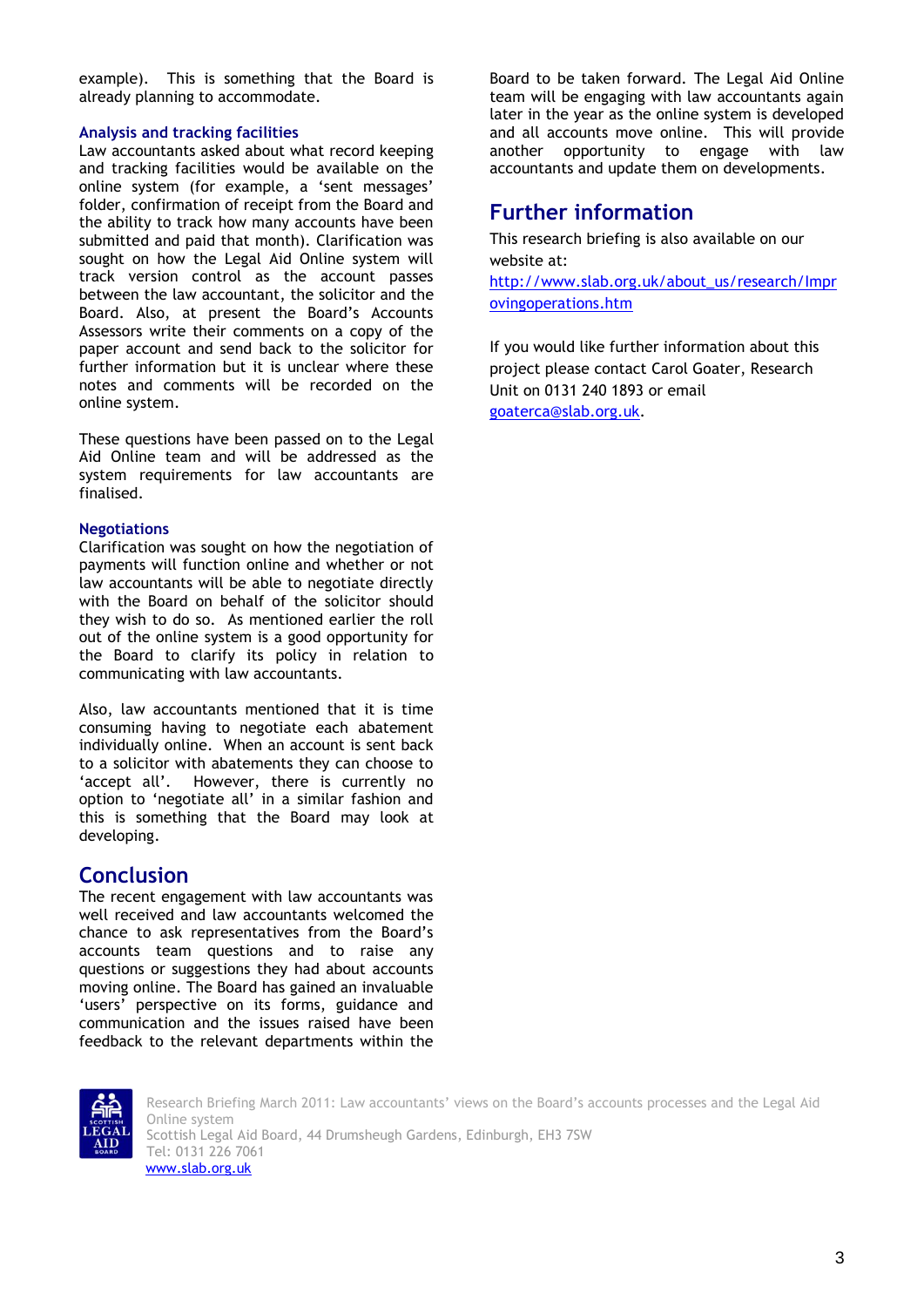example). This is something that the Board is already planning to accommodate.

### Analysis and tracking facilities

Law accountants asked about what record keeping and tracking facilities would be available on the online system (for example, a 'sent messages' folder, confirmation of receipt from the Board and the ability to track how many accounts have been submitted and paid that month). Clarification was sought on how the Legal Aid Online system will track version control as the account passes between the law accountant, the solicitor and the Board. Also, at present the Board's Accounts Assessors write their comments on a copy of the paper account and send back to the solicitor for further information but it is unclear where these notes and comments will be recorded on the online system.

These questions have been passed on to the Legal Aid Online team and will be addressed as the system requirements for law accountants are finalised.

### Negotiations

Clarification was sought on how the negotiation of payments will function online and whether or not law accountants will be able to negotiate directly with the Board on behalf of the solicitor should they wish to do so. As mentioned earlier the roll out of the online system is a good opportunity for the Board to clarify its policy in relation to communicating with law accountants.

Also, law accountants mentioned that it is time consuming having to negotiate each abatement individually online. When an account is sent back to a solicitor with abatements they can choose to 'accept all'. However, there is currently no option to 'negotiate all' in a similar fashion and this is something that the Board may look at developing.

## Conclusion

The recent engagement with law accountants was well received and law accountants welcomed the chance to ask representatives from the Board's accounts team questions and to raise any questions or suggestions they had about accounts moving online. The Board has gained an invaluable 'users' perspective on its forms, guidance and communication and the issues raised have been feedback to the relevant departments within the Board to be taken forward. The Legal Aid Online team will be engaging with law accountants again later in the year as the online system is developed and all accounts move online. This will provide another opportunity to engage with law accountants and update them on developments.

## Further information

This research briefing is also available on our website at:
http://www.slab.org.uk/about_us/research/Improvingoperations.htm

If you would like further information about this project please contact Carol Goater, Research Unit on 0131 240 1893 or email goaterca@slab.org.uk.

Research Briefing March 2011: Law accountants' views on the Board's accounts processes and the Legal Aid Online system
Scottish Legal Aid Board, 44 Drumsheugh Gardens, Edinburgh, EH3 7SW
Tel: 0131 226 7061
www.slab.org.uk